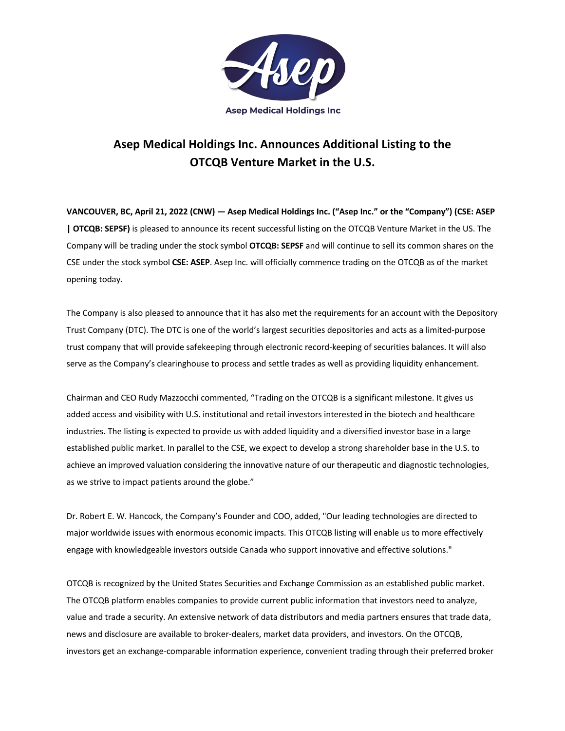Asep Medical Holdings Inc

# Asep Medical Holdings Inc. Announces Additional Listing to the OTCQB Venture Market in the U.S.

**VANCOUVER, BC, April 21, 2022 (CNW) — Asep Medical Holdings Inc. ("Asep Inc." or the "Company") (CSE: ASEP | OTCQB: SEPSF)** is pleased to announce its recent successful listing on the OTCQB Venture Market in the US. The Company will be trading under the stock symbol **OTCQB: SEPSF** and will continue to sell its common shares on the CSE under the stock symbol **CSE: ASEP**. Asep Inc. will officially commence trading on the OTCQB as of the market opening today.

The Company is also pleased to announce that it has also met the requirements for an account with the Depository Trust Company (DTC). The DTC is one of the world's largest securities depositories and acts as a limited-purpose trust company that will provide safekeeping through electronic record-keeping of securities balances. It will also serve as the Company's clearinghouse to process and settle trades as well as providing liquidity enhancement.

Chairman and CEO Rudy Mazzocchi commented, "Trading on the OTCQB is a significant milestone. It gives us added access and visibility with U.S. institutional and retail investors interested in the biotech and healthcare industries. The listing is expected to provide us with added liquidity and a diversified investor base in a large established public market. In parallel to the CSE, we expect to develop a strong shareholder base in the U.S. to achieve an improved valuation considering the innovative nature of our therapeutic and diagnostic technologies, as we strive to impact patients around the globe."

Dr. Robert E. W. Hancock, the Company's Founder and COO, added, "Our leading technologies are directed to major worldwide issues with enormous economic impacts. This OTCQB listing will enable us to more effectively engage with knowledgeable investors outside Canada who support innovative and effective solutions."

OTCQB is recognized by the United States Securities and Exchange Commission as an established public market. The OTCQB platform enables companies to provide current public information that investors need to analyze, value and trade a security. An extensive network of data distributors and media partners ensures that trade data, news and disclosure are available to broker-dealers, market data providers, and investors. On the OTCQB, investors get an exchange-comparable information experience, convenient trading through their preferred broker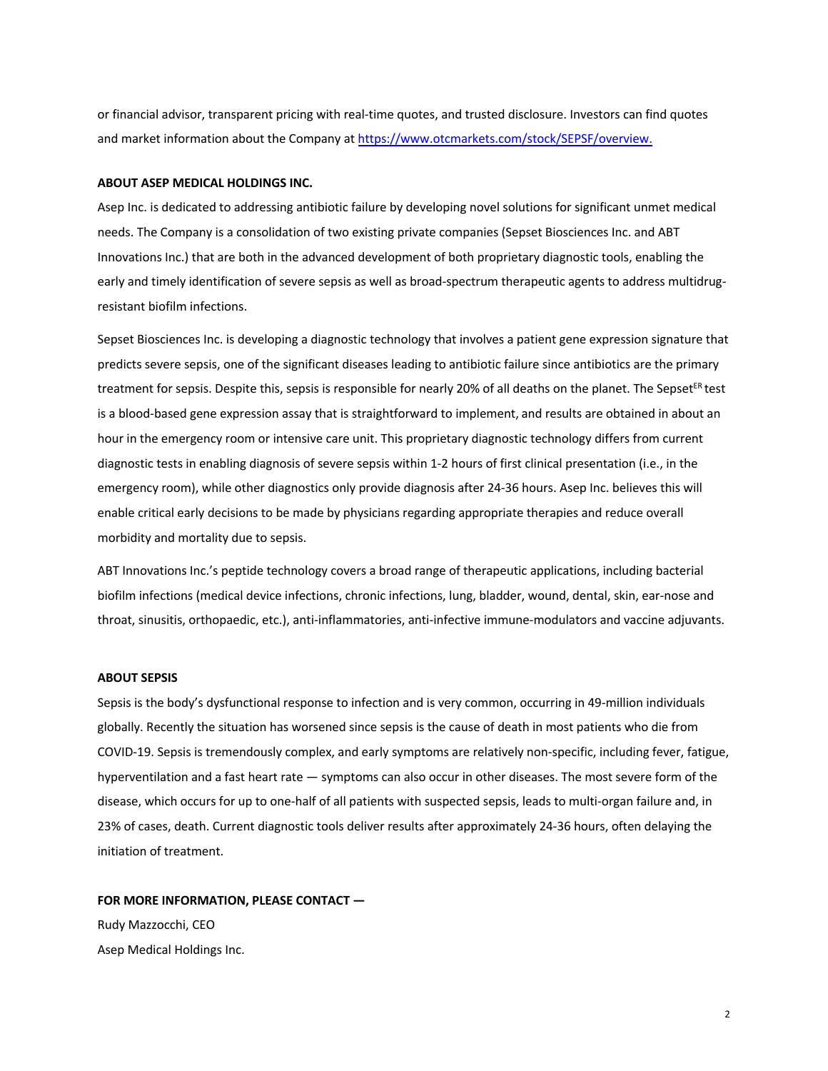or financial advisor, transparent pricing with real-time quotes, and trusted disclosure. Investors can find quotes and market information about the Company at [https://www.otcmarkets.com/stock/SEPSF/overview.](https://www.otcmarkets.com/stock/SEPSF/overview)

**ABOUT ASEP MEDICAL HOLDINGS INC.**

Asep Inc. is dedicated to addressing antibiotic failure by developing novel solutions for significant unmet medical needs. The Company is a consolidation of two existing private companies (Sepset Biosciences Inc. and ABT Innovations Inc.) that are both in the advanced development of both proprietary diagnostic tools, enabling the early and timely identification of severe sepsis as well as broad-spectrum therapeutic agents to address multidrug-resistant biofilm infections.

Sepset Biosciences Inc. is developing a diagnostic technology that involves a patient gene expression signature that predicts severe sepsis, one of the significant diseases leading to antibiotic failure since antibiotics are the primary treatment for sepsis. Despite this, sepsis is responsible for nearly 20% of all deaths on the planet. The Sepset[ER] test is a blood-based gene expression assay that is straightforward to implement, and results are obtained in about an hour in the emergency room or intensive care unit. This proprietary diagnostic technology differs from current diagnostic tests in enabling diagnosis of severe sepsis within 1-2 hours of first clinical presentation (i.e., in the emergency room), while other diagnostics only provide diagnosis after 24-36 hours. Asep Inc. believes this will enable critical early decisions to be made by physicians regarding appropriate therapies and reduce overall morbidity and mortality due to sepsis.

ABT Innovations Inc.'s peptide technology covers a broad range of therapeutic applications, including bacterial biofilm infections (medical device infections, chronic infections, lung, bladder, wound, dental, skin, ear-nose and throat, sinusitis, orthopaedic, etc.), anti-inflammatories, anti-infective immune-modulators and vaccine adjuvants.

**ABOUT SEPSIS**

Sepsis is the body's dysfunctional response to infection and is very common, occurring in 49-million individuals globally. Recently the situation has worsened since sepsis is the cause of death in most patients who die from COVID-19. Sepsis is tremendously complex, and early symptoms are relatively non-specific, including fever, fatigue, hyperventilation and a fast heart rate — symptoms can also occur in other diseases. The most severe form of the disease, which occurs for up to one-half of all patients with suspected sepsis, leads to multi-organ failure and, in 23% of cases, death. Current diagnostic tools deliver results after approximately 24-36 hours, often delaying the initiation of treatment.

**FOR MORE INFORMATION, PLEASE CONTACT —**

Rudy Mazzocchi, CEO

Asep Medical Holdings Inc.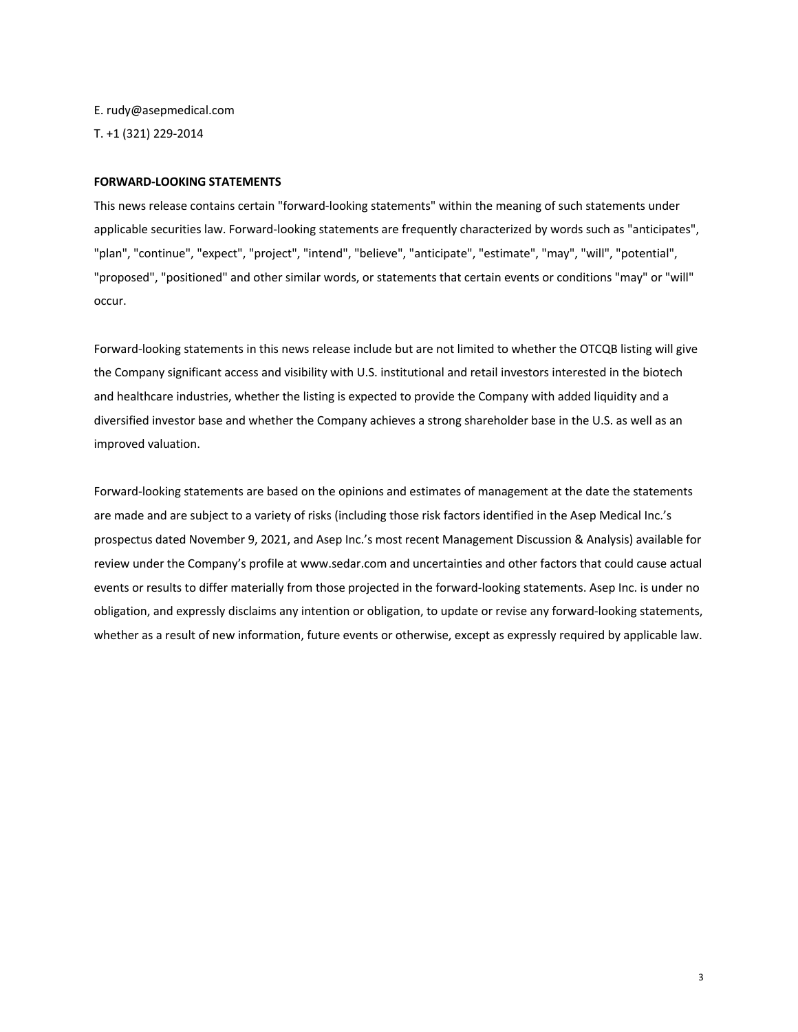E. rudy@asepmedical.com

T. +1 (321) 229-2014

**FORWARD-LOOKING STATEMENTS**

This news release contains certain "forward-looking statements" within the meaning of such statements under applicable securities law. Forward-looking statements are frequently characterized by words such as "anticipates", "plan", "continue", "expect", "project", "intend", "believe", "anticipate", "estimate", "may", "will", "potential", "proposed", "positioned" and other similar words, or statements that certain events or conditions "may" or "will" occur.

Forward-looking statements in this news release include but are not limited to whether the OTCQB listing will give the Company significant access and visibility with U.S. institutional and retail investors interested in the biotech and healthcare industries, whether the listing is expected to provide the Company with added liquidity and a diversified investor base and whether the Company achieves a strong shareholder base in the U.S. as well as an improved valuation.

Forward-looking statements are based on the opinions and estimates of management at the date the statements are made and are subject to a variety of risks (including those risk factors identified in the Asep Medical Inc.'s prospectus dated November 9, 2021, and Asep Inc.'s most recent Management Discussion & Analysis) available for review under the Company's profile at www.sedar.com and uncertainties and other factors that could cause actual events or results to differ materially from those projected in the forward-looking statements. Asep Inc. is under no obligation, and expressly disclaims any intention or obligation, to update or revise any forward-looking statements, whether as a result of new information, future events or otherwise, except as expressly required by applicable law.